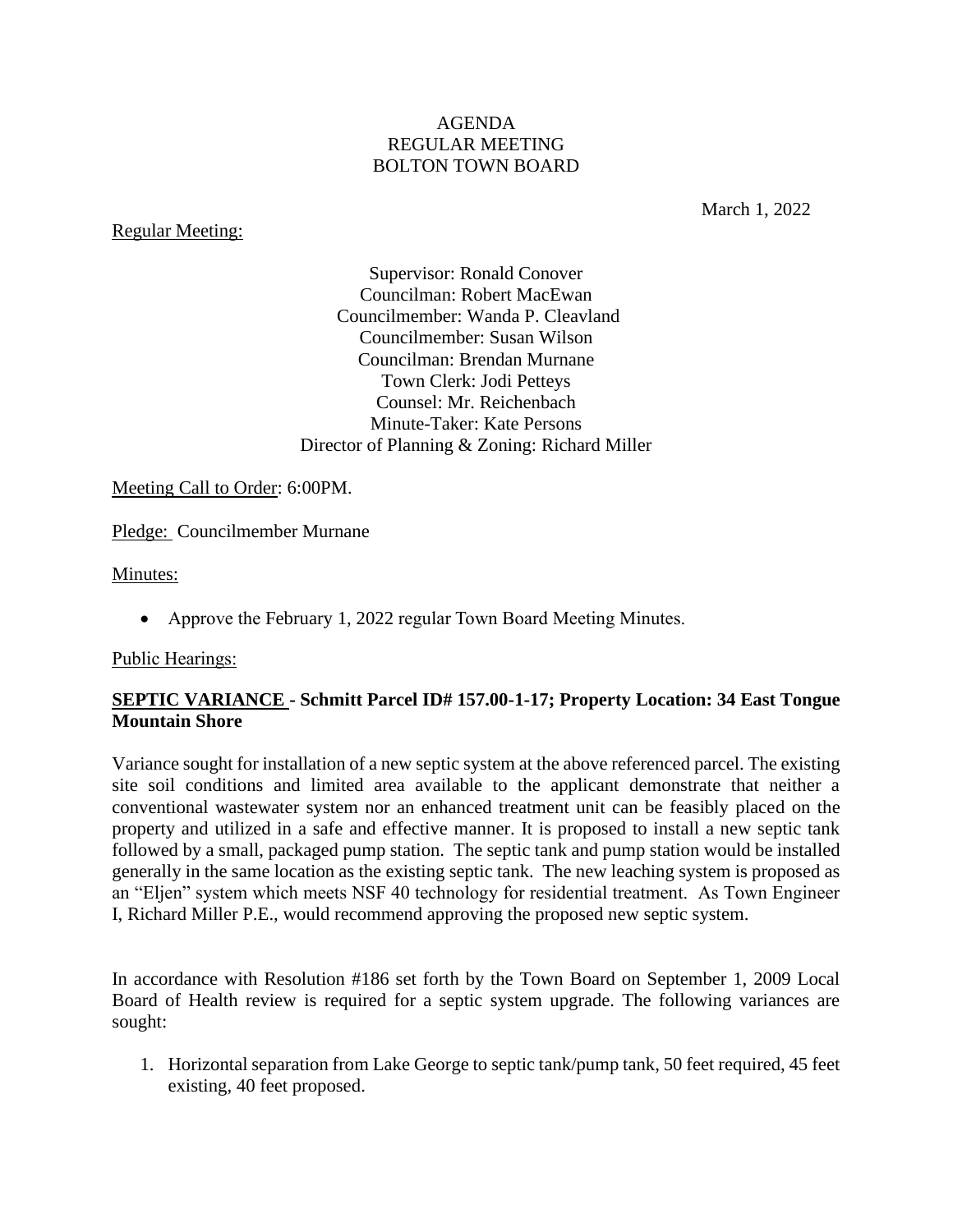AGENDA
REGULAR MEETING
BOLTON TOWN BOARD

March 1, 2022

<u>Regular Meeting:</u>

Supervisor: Ronald Conover
Councilman: Robert MacEwan
Councilmember: Wanda P. Cleavland
Councilmember: Susan Wilson
Councilman: Brendan Murnane
Town Clerk: Jodi Petteys
Counsel: Mr. Reichenbach
Minute-Taker: Kate Persons
Director of Planning & Zoning: Richard Miller

<u>Meeting Call to Order</u>: 6:00PM.

<u>Pledge:</u> Councilmember Murnane

<u>Minutes:</u>

- Approve the February 1, 2022 regular Town Board Meeting Minutes.

<u>Public Hearings:</u>

**<u>SEPTIC VARIANCE</u> - Schmitt Parcel ID# 157.00-1-17; Property Location: 34 East Tongue Mountain Shore**

Variance sought for installation of a new septic system at the above referenced parcel. The existing site soil conditions and limited area available to the applicant demonstrate that neither a conventional wastewater system nor an enhanced treatment unit can be feasibly placed on the property and utilized in a safe and effective manner. It is proposed to install a new septic tank followed by a small, packaged pump station. The septic tank and pump station would be installed generally in the same location as the existing septic tank. The new leaching system is proposed as an "Eljen" system which meets NSF 40 technology for residential treatment. As Town Engineer I, Richard Miller P.E., would recommend approving the proposed new septic system.

In accordance with Resolution #186 set forth by the Town Board on September 1, 2009 Local Board of Health review is required for a septic system upgrade. The following variances are sought:

1. Horizontal separation from Lake George to septic tank/pump tank, 50 feet required, 45 feet existing, 40 feet proposed.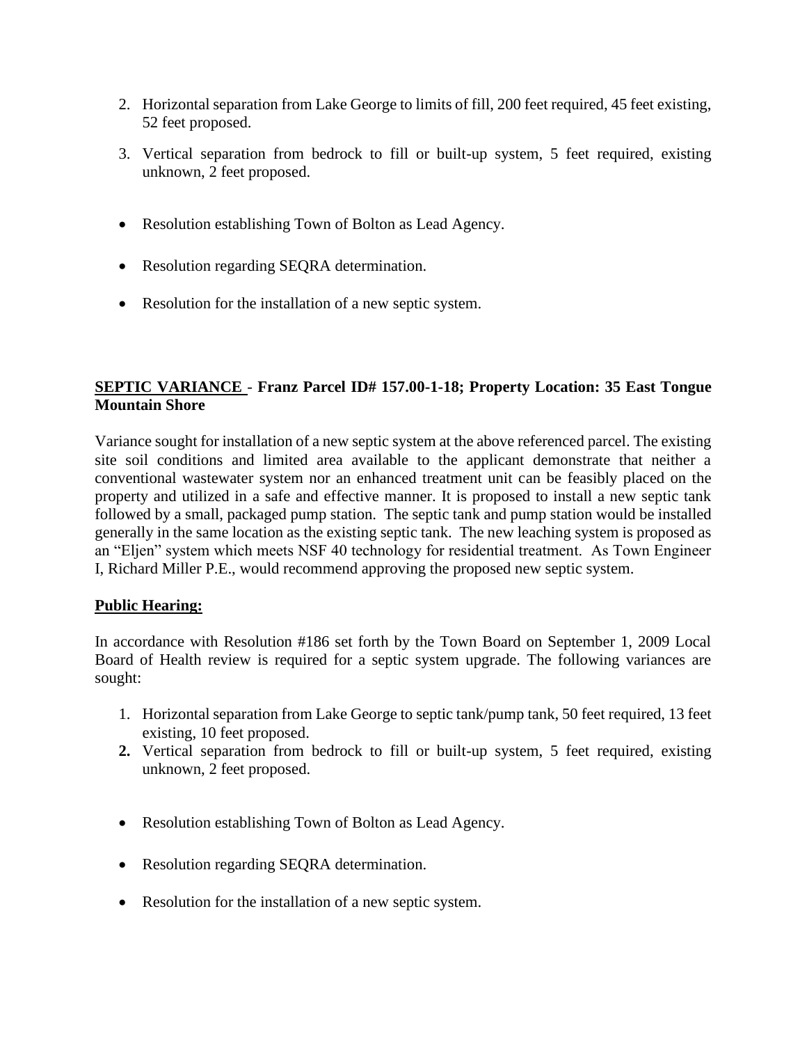2. Horizontal separation from Lake George to limits of fill, 200 feet required, 45 feet existing, 52 feet proposed.
3. Vertical separation from bedrock to fill or built-up system, 5 feet required, existing unknown, 2 feet proposed.

- Resolution establishing Town of Bolton as Lead Agency.
- Resolution regarding SEQRA determination.
- Resolution for the installation of a new septic system.

**<u>SEPTIC VARIANCE</u> - Franz Parcel ID# 157.00-1-18; Property Location: 35 East Tongue Mountain Shore**

Variance sought for installation of a new septic system at the above referenced parcel. The existing site soil conditions and limited area available to the applicant demonstrate that neither a conventional wastewater system nor an enhanced treatment unit can be feasibly placed on the property and utilized in a safe and effective manner. It is proposed to install a new septic tank followed by a small, packaged pump station. The septic tank and pump station would be installed generally in the same location as the existing septic tank. The new leaching system is proposed as an "Eljen" system which meets NSF 40 technology for residential treatment. As Town Engineer I, Richard Miller P.E., would recommend approving the proposed new septic system.

**<u>Public Hearing:</u>**

In accordance with Resolution #186 set forth by the Town Board on September 1, 2009 Local Board of Health review is required for a septic system upgrade. The following variances are sought:

1. Horizontal separation from Lake George to septic tank/pump tank, 50 feet required, 13 feet existing, 10 feet proposed.
2. Vertical separation from bedrock to fill or built-up system, 5 feet required, existing unknown, 2 feet proposed.

- Resolution establishing Town of Bolton as Lead Agency.
- Resolution regarding SEQRA determination.
- Resolution for the installation of a new septic system.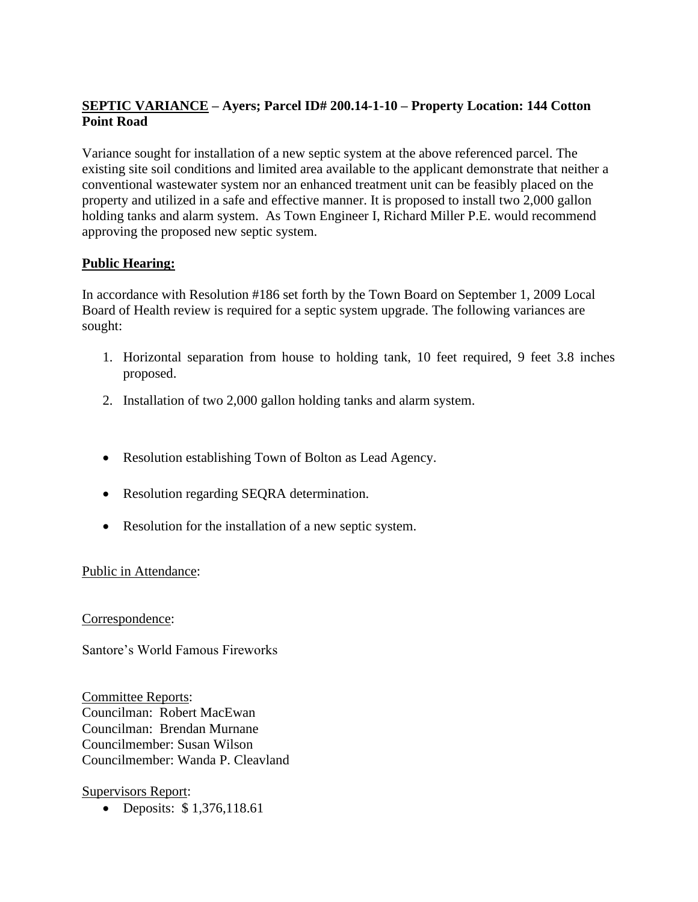**<u>SEPTIC VARIANCE</u> – Ayers; Parcel ID# 200.14-1-10 – Property Location: 144 Cotton Point Road**

Variance sought for installation of a new septic system at the above referenced parcel. The existing site soil conditions and limited area available to the applicant demonstrate that neither a conventional wastewater system nor an enhanced treatment unit can be feasibly placed on the property and utilized in a safe and effective manner. It is proposed to install two 2,000 gallon holding tanks and alarm system. As Town Engineer I, Richard Miller P.E. would recommend approving the proposed new septic system.

**<u>Public Hearing:</u>**

In accordance with Resolution #186 set forth by the Town Board on September 1, 2009 Local Board of Health review is required for a septic system upgrade. The following variances are sought:

1. Horizontal separation from house to holding tank, 10 feet required, 9 feet 3.8 inches proposed.
2. Installation of two 2,000 gallon holding tanks and alarm system.

- Resolution establishing Town of Bolton as Lead Agency.
- Resolution regarding SEQRA determination.
- Resolution for the installation of a new septic system.

<u>Public in Attendance</u>:

<u>Correspondence</u>:

Santore's World Famous Fireworks

<u>Committee Reports</u>:
Councilman: Robert MacEwan
Councilman: Brendan Murnane
Councilmember: Susan Wilson
Councilmember: Wanda P. Cleavland

<u>Supervisors Report</u>:

- Deposits: $ 1,376,118.61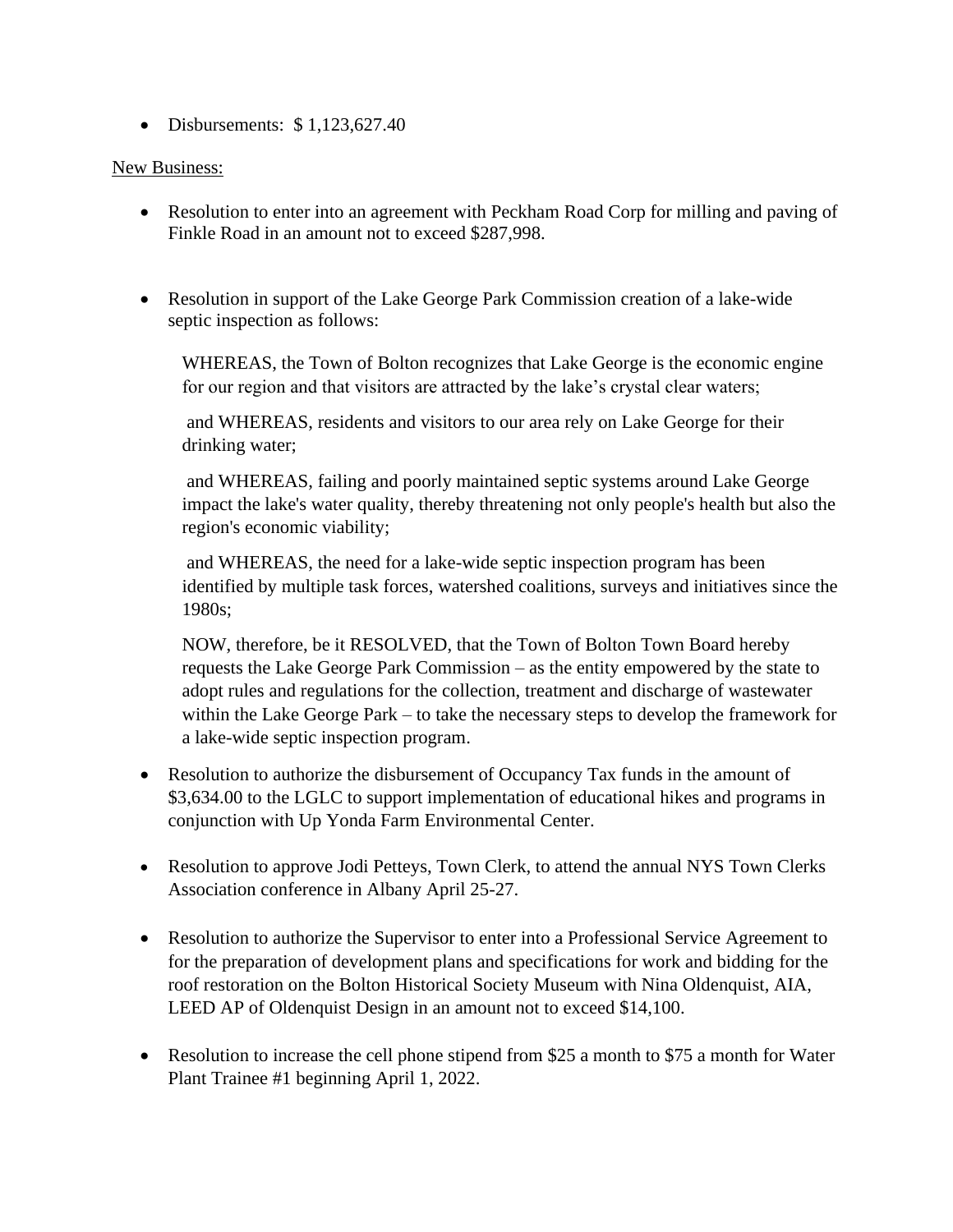- Disbursements: $ 1,123,627.40

New Business:

- Resolution to enter into an agreement with Peckham Road Corp for milling and paving of Finkle Road in an amount not to exceed $287,998.

- Resolution in support of the Lake George Park Commission creation of a lake-wide septic inspection as follows:

  WHEREAS, the Town of Bolton recognizes that Lake George is the economic engine for our region and that visitors are attracted by the lake's crystal clear waters;

  and WHEREAS, residents and visitors to our area rely on Lake George for their drinking water;

  and WHEREAS, failing and poorly maintained septic systems around Lake George impact the lake's water quality, thereby threatening not only people's health but also the region's economic viability;

  and WHEREAS, the need for a lake-wide septic inspection program has been identified by multiple task forces, watershed coalitions, surveys and initiatives since the 1980s;

  NOW, therefore, be it RESOLVED, that the Town of Bolton Town Board hereby requests the Lake George Park Commission – as the entity empowered by the state to adopt rules and regulations for the collection, treatment and discharge of wastewater within the Lake George Park – to take the necessary steps to develop the framework for a lake-wide septic inspection program.

- Resolution to authorize the disbursement of Occupancy Tax funds in the amount of $3,634.00 to the LGLC to support implementation of educational hikes and programs in conjunction with Up Yonda Farm Environmental Center.

- Resolution to approve Jodi Petteys, Town Clerk, to attend the annual NYS Town Clerks Association conference in Albany April 25-27.

- Resolution to authorize the Supervisor to enter into a Professional Service Agreement to for the preparation of development plans and specifications for work and bidding for the roof restoration on the Bolton Historical Society Museum with Nina Oldenquist, AIA, LEED AP of Oldenquist Design in an amount not to exceed $14,100.

- Resolution to increase the cell phone stipend from $25 a month to $75 a month for Water Plant Trainee #1 beginning April 1, 2022.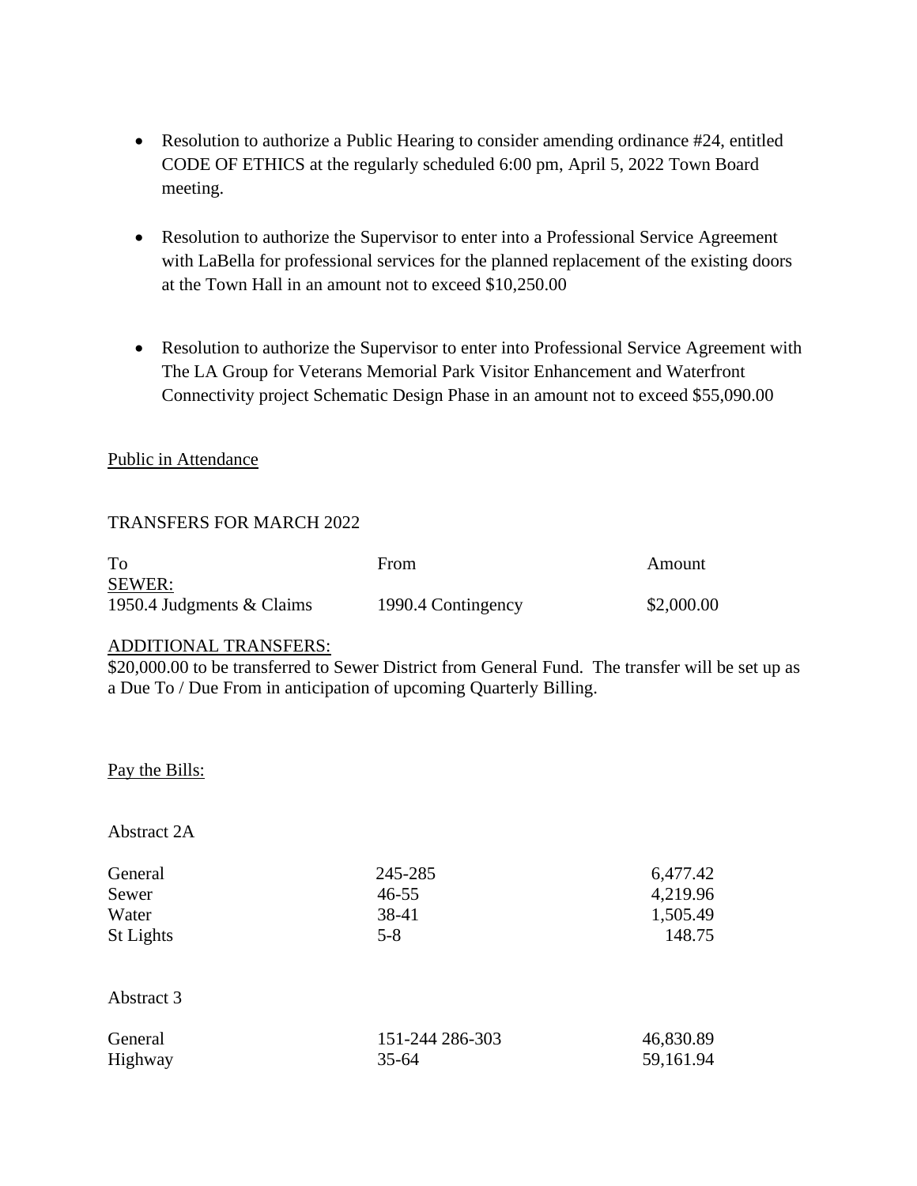- Resolution to authorize a Public Hearing to consider amending ordinance #24, entitled CODE OF ETHICS at the regularly scheduled 6:00 pm, April 5, 2022 Town Board meeting.

- Resolution to authorize the Supervisor to enter into a Professional Service Agreement with LaBella for professional services for the planned replacement of the existing doors at the Town Hall in an amount not to exceed $10,250.00

- Resolution to authorize the Supervisor to enter into Professional Service Agreement with The LA Group for Veterans Memorial Park Visitor Enhancement and Waterfront Connectivity project Schematic Design Phase in an amount not to exceed $55,090.00

Public in Attendance

TRANSFERS FOR MARCH 2022

| To | From | Amount |
|---|---|---|
| SEWER: | | |
| 1950.4 Judgments & Claims | 1990.4 Contingency | $2,000.00 |

ADDITIONAL TRANSFERS:
$20,000.00 to be transferred to Sewer District from General Fund. The transfer will be set up as a Due To / Due From in anticipation of upcoming Quarterly Billing.

Pay the Bills:

Abstract 2A

| | | |
|---|---|---|
| General | 245-285 | 6,477.42 |
| Sewer | 46-55 | 4,219.96 |
| Water | 38-41 | 1,505.49 |
| St Lights | 5-8 | 148.75 |

Abstract 3

| | | |
|---|---|---|
| General | 151-244 286-303 | 46,830.89 |
| Highway | 35-64 | 59,161.94 |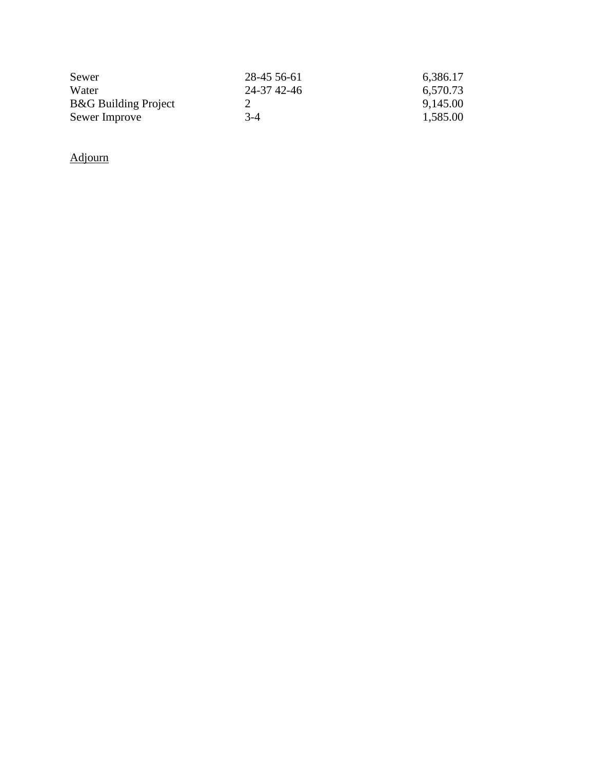| | | |
|---|---|---|
| Sewer | 28-45 56-61 | 6,386.17 |
| Water | 24-37 42-46 | 6,570.73 |
| B&G Building Project | 2 | 9,145.00 |
| Sewer Improve | 3-4 | 1,585.00 |

<u>Adjourn</u>